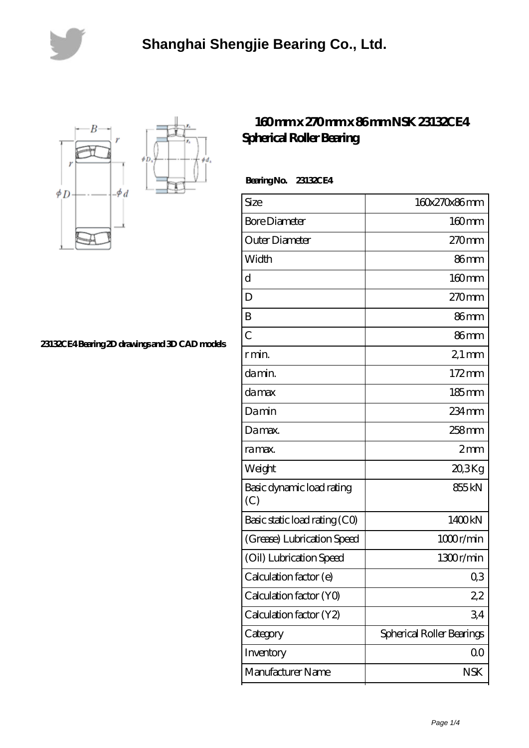# Shanghai Shengjie Bearing Co., Ltd.

## 160 mm x 270 mm x 86 mm NSK 23132CE4 Spherical Roller Bearing

23132CE4 Bearing 2D drawings and 3D CAD models

**Bearing No. 23132CE4**

| | |
|---|---|
| Size | 160x270x86 mm |
| Bore Diameter | 160 mm |
| Outer Diameter | 270 mm |
| Width | 86 mm |
| d | 160 mm |
| D | 270 mm |
| B | 86 mm |
| C | 86 mm |
| r min. | 2,1 mm |
| da min. | 172 mm |
| da max | 185 mm |
| Da min | 234 mm |
| Da max. | 258 mm |
| ra max. | 2 mm |
| Weight | 20,3 Kg |
| Basic dynamic load rating (C) | 855 kN |
| Basic static load rating (C0) | 1400 kN |
| (Grease) Lubrication Speed | 1000 r/min |
| (Oil) Lubrication Speed | 1300 r/min |
| Calculation factor (e) | 0,3 |
| Calculation factor (Y0) | 2,2 |
| Calculation factor (Y2) | 3,4 |
| Category | Spherical Roller Bearings |
| Inventory | 0.0 |
| Manufacturer Name | NSK |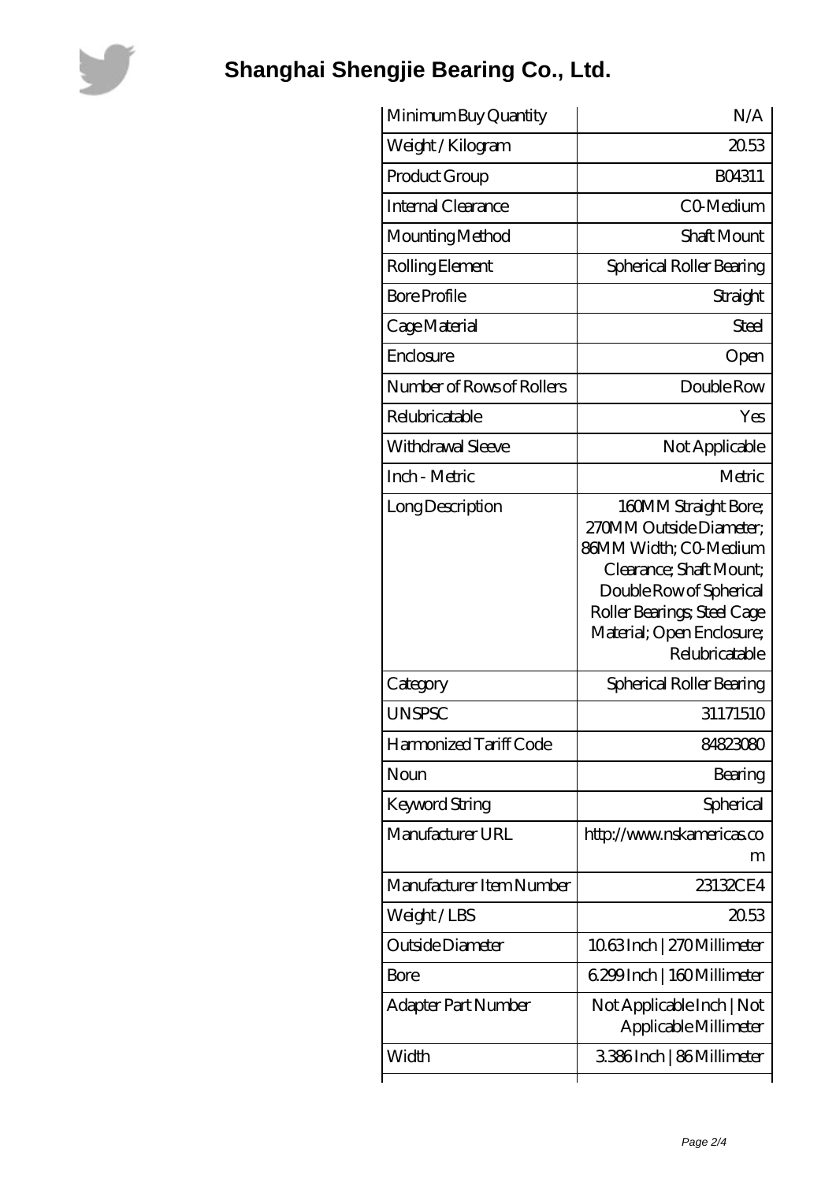# Shanghai Shengjie Bearing Co., Ltd.

| | |
|---|---|
| Minimum Buy Quantity | N/A |
| Weight / Kilogram | 20.53 |
| Product Group | B04311 |
| Internal Clearance | C0-Medium |
| Mounting Method | Shaft Mount |
| Rolling Element | Spherical Roller Bearing |
| Bore Profile | Straight |
| Cage Material | Steel |
| Enclosure | Open |
| Number of Rows of Rollers | Double Row |
| Relubricatable | Yes |
| Withdrawal Sleeve | Not Applicable |
| Inch - Metric | Metric |
| Long Description | 160MM Straight Bore; 270MM Outside Diameter; 86MM Width; C0-Medium Clearance; Shaft Mount; Double Row of Spherical Roller Bearings; Steel Cage Material; Open Enclosure; Relubricatable |
| Category | Spherical Roller Bearing |
| UNSPSC | 31171510 |
| Harmonized Tariff Code | 84823080 |
| Noun | Bearing |
| Keyword String | Spherical |
| Manufacturer URL | http://www.nskamericas.com |
| Manufacturer Item Number | 23132CE4 |
| Weight / LBS | 20.53 |
| Outside Diameter | 10.63 Inch \| 270 Millimeter |
| Bore | 6.299 Inch \| 160 Millimeter |
| Adapter Part Number | Not Applicable Inch \| Not Applicable Millimeter |
| Width | 3.386 Inch \| 86 Millimeter |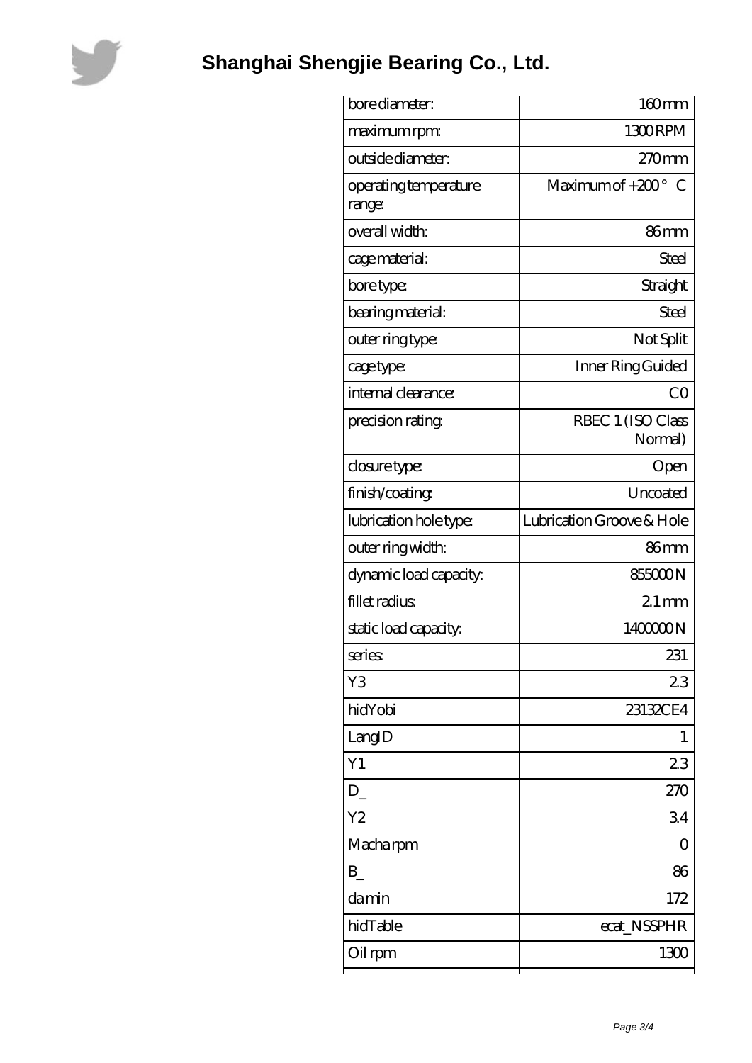# Shanghai Shengjie Bearing Co., Ltd.

| | |
|---|---|
| bore diameter: | 160 mm |
| maximum rpm: | 1300 RPM |
| outside diameter: | 270 mm |
| operating temperature range: | Maximum of +200 ° C |
| overall width: | 86 mm |
| cage material: | Steel |
| bore type: | Straight |
| bearing material: | Steel |
| outer ring type: | Not Split |
| cage type: | Inner Ring Guided |
| internal clearance: | C0 |
| precision rating: | RBEC 1 (ISO Class Normal) |
| closure type: | Open |
| finish/coating: | Uncoated |
| lubrication hole type: | Lubrication Groove & Hole |
| outer ring width: | 86 mm |
| dynamic load capacity: | 855000 N |
| fillet radius: | 2.1 mm |
| static load capacity: | 1400000 N |
| series: | 231 |
| Y3 | 2.3 |
| hidYobi | 23132CE4 |
| LangID | 1 |
| Y1 | 2.3 |
| D_ | 270 |
| Y2 | 3.4 |
| Macha rpm | 0 |
| B_ | 86 |
| da min | 172 |
| hidTable | ecat_NSSPHR |
| Oil rpm | 1300 |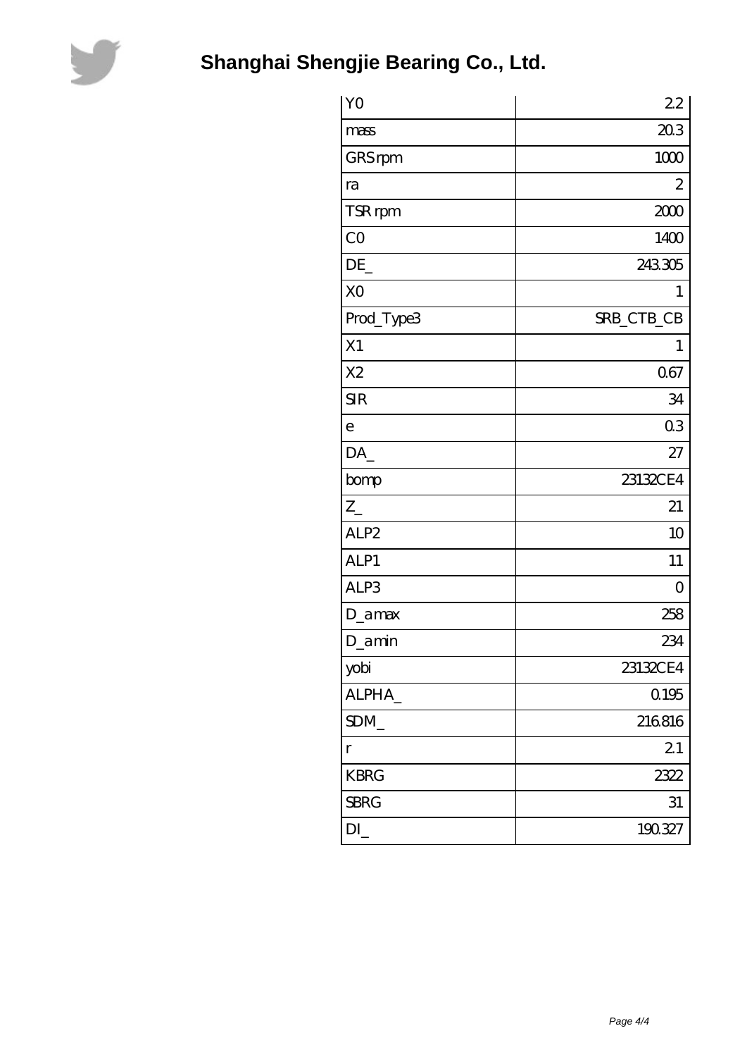| | |
|---|---|
| Y0 | 2.2 |
| mass | 20.3 |
| GRS rpm | 1000 |
| ra | 2 |
| TSR rpm | 2000 |
| C0 | 1400 |
| DE_ | 243.305 |
| X0 | 1 |
| Prod_Type3 | SRB_CTB_CB |
| X1 | 1 |
| X2 | 0.67 |
| SIR | 34 |
| e | 0.3 |
| DA_ | 27 |
| bomp | 23132CE4 |
| Z_ | 21 |
| ALP2 | 10 |
| ALP1 | 11 |
| ALP3 | 0 |
| D_amax | 258 |
| D_amin | 234 |
| yobi | 23132CE4 |
| ALPHA_ | 0.195 |
| SDM_ | 216.816 |
| r | 2.1 |
| KBRG | 2322 |
| SBRG | 31 |
| DI_ | 190.327 |